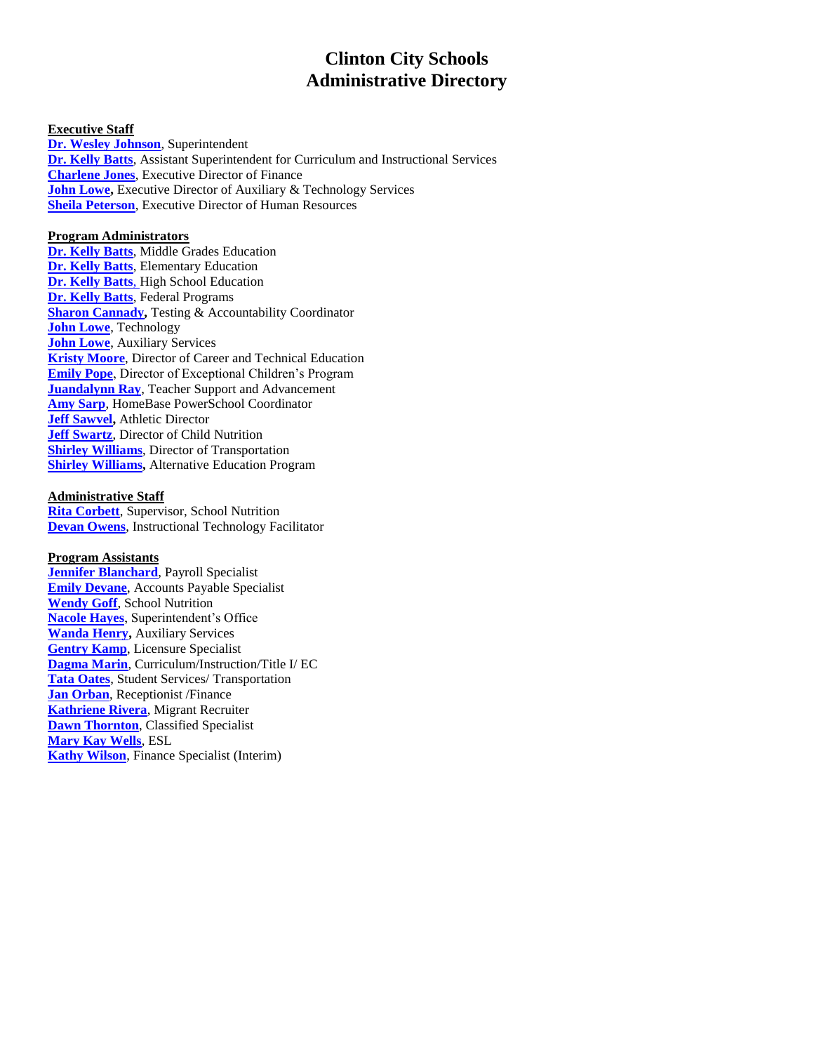# Clinton City Schools
# Administrative Directory

**Executive Staff**

**Dr. Wesley Johnson**, Superintendent
**Dr. Kelly Batts**, Assistant Superintendent for Curriculum and Instructional Services
**Charlene Jones**, Executive Director of Finance
**John Lowe**, Executive Director of Auxiliary & Technology Services
**Sheila Peterson**, Executive Director of Human Resources

**Program Administrators**

**Dr. Kelly Batts**, Middle Grades Education
**Dr. Kelly Batts**, Elementary Education
**Dr. Kelly Batts**, High School Education
**Dr. Kelly Batts**, Federal Programs
**Sharon Cannady**, Testing & Accountability Coordinator
**John Lowe**, Technology
**John Lowe**, Auxiliary Services
**Kristy Moore**, Director of Career and Technical Education
**Emily Pope**, Director of Exceptional Children's Program
**Juandalynn Ray**, Teacher Support and Advancement
**Amy Sarp**, HomeBase PowerSchool Coordinator
**Jeff Sawyel**, Athletic Director
**Jeff Swartz**, Director of Child Nutrition
**Shirley Williams**, Director of Transportation
**Shirley Williams**, Alternative Education Program

**Administrative Staff**

**Rita Corbett**, Supervisor, School Nutrition
**Devan Owens**, Instructional Technology Facilitator

**Program Assistants**

**Jennifer Blanchard**, Payroll Specialist
**Emily Devane**, Accounts Payable Specialist
**Wendy Goff**, School Nutrition
**Nacole Hayes**, Superintendent's Office
**Wanda Henry**, Auxiliary Services
**Gentry Kamp**, Licensure Specialist
**Dagma Marin**, Curriculum/Instruction/Title I/ EC
**Tata Oates**, Student Services/ Transportation
**Jan Orban**, Receptionist /Finance
**Kathriene Rivera**, Migrant Recruiter
**Dawn Thornton**, Classified Specialist
**Mary Kay Wells**, ESL
**Kathy Wilson**, Finance Specialist (Interim)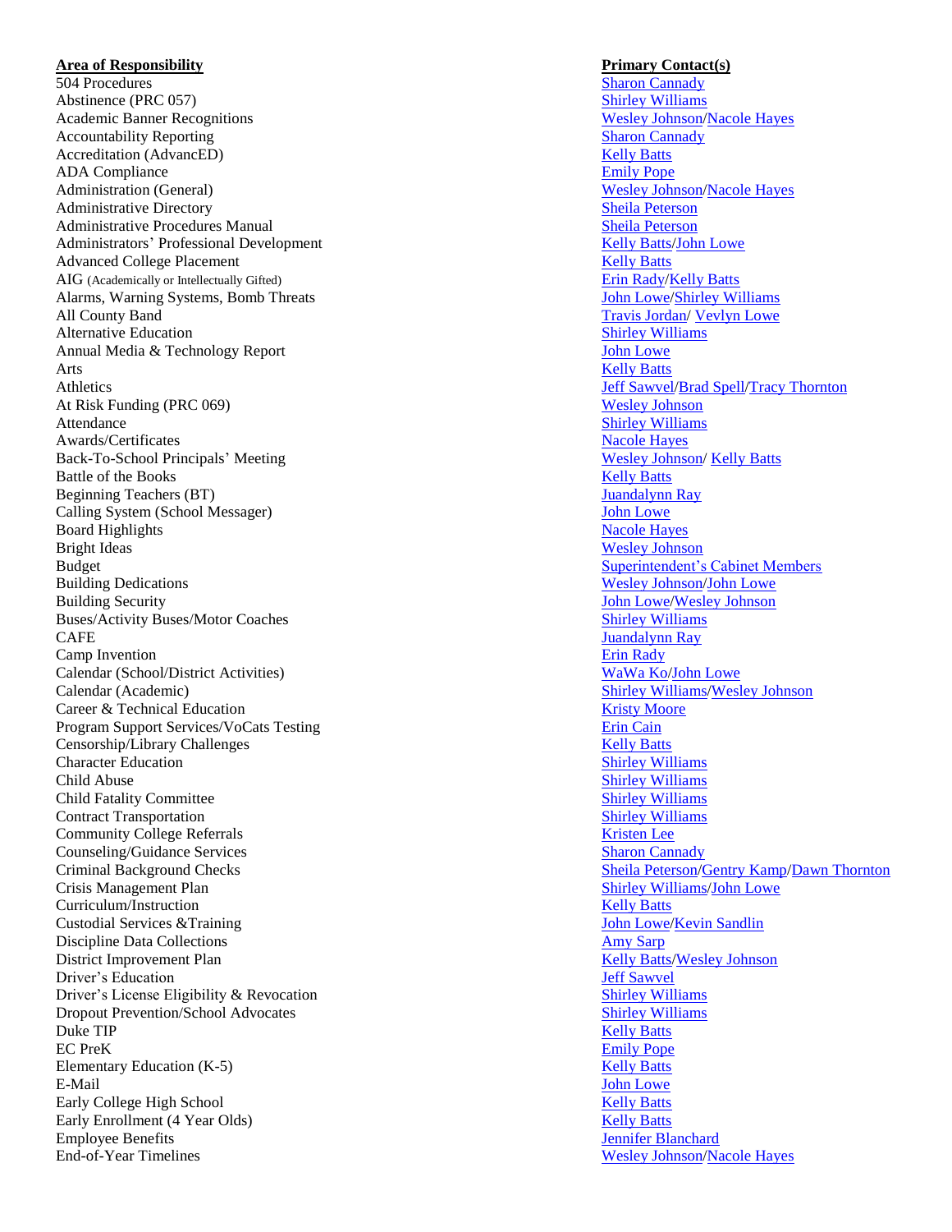| **Area of Responsibility** | **Primary Contact(s)** |
| --- | --- |
| 504 Procedures | Sharon Cannady |
| Abstinence (PRC 057) | Shirley Williams |
| Academic Banner Recognitions | Wesley Johnson/Nacole Hayes |
| Accountability Reporting | Sharon Cannady |
| Accreditation (AdvancED) | Kelly Batts |
| ADA Compliance | Emily Pope |
| Administration (General) | Wesley Johnson/Nacole Hayes |
| Administrative Directory | Sheila Peterson |
| Administrative Procedures Manual | Sheila Peterson |
| Administrators' Professional Development | Kelly Batts/John Lowe |
| Advanced College Placement | Kelly Batts |
| AIG (Academically or Intellectually Gifted) | Erin Rady/Kelly Batts |
| Alarms, Warning Systems, Bomb Threats | John Lowe/Shirley Williams |
| All County Band | Travis Jordan/ Vevlyn Lowe |
| Alternative Education | Shirley Williams |
| Annual Media & Technology Report | John Lowe |
| Arts | Kelly Batts |
| Athletics | Jeff Sawvel/Brad Spell/Tracy Thornton |
| At Risk Funding (PRC 069) | Wesley Johnson |
| Attendance | Shirley Williams |
| Awards/Certificates | Nacole Hayes |
| Back-To-School Principals' Meeting | Wesley Johnson/ Kelly Batts |
| Battle of the Books | Kelly Batts |
| Beginning Teachers (BT) | Juandalynn Ray |
| Calling System (School Messager) | John Lowe |
| Board Highlights | Nacole Hayes |
| Bright Ideas | Wesley Johnson |
| Budget | Superintendent's Cabinet Members |
| Building Dedications | Wesley Johnson/John Lowe |
| Building Security | John Lowe/Wesley Johnson |
| Buses/Activity Buses/Motor Coaches | Shirley Williams |
| CAFE | Juandalynn Ray |
| Camp Invention | Erin Rady |
| Calendar (School/District Activities) | WaWa Ko/John Lowe |
| Calendar (Academic) | Shirley Williams/Wesley Johnson |
| Career & Technical Education | Kristy Moore |
| Program Support Services/VoCats Testing | Erin Cain |
| Censorship/Library Challenges | Kelly Batts |
| Character Education | Shirley Williams |
| Child Abuse | Shirley Williams |
| Child Fatality Committee | Shirley Williams |
| Contract Transportation | Shirley Williams |
| Community College Referrals | Kristen Lee |
| Counseling/Guidance Services | Sharon Cannady |
| Criminal Background Checks | Sheila Peterson/Gentry Kamp/Dawn Thornton |
| Crisis Management Plan | Shirley Williams/John Lowe |
| Curriculum/Instruction | Kelly Batts |
| Custodial Services &Training | John Lowe/Kevin Sandlin |
| Discipline Data Collections | Amy Sarp |
| District Improvement Plan | Kelly Batts/Wesley Johnson |
| Driver's Education | Jeff Sawvel |
| Driver's License Eligibility & Revocation | Shirley Williams |
| Dropout Prevention/School Advocates | Shirley Williams |
| Duke TIP | Kelly Batts |
| EC PreK | Emily Pope |
| Elementary Education (K-5) | Kelly Batts |
| E-Mail | John Lowe |
| Early College High School | Kelly Batts |
| Early Enrollment (4 Year Olds) | Kelly Batts |
| Employee Benefits | Jennifer Blanchard |
| End-of-Year Timelines | Wesley Johnson/Nacole Hayes |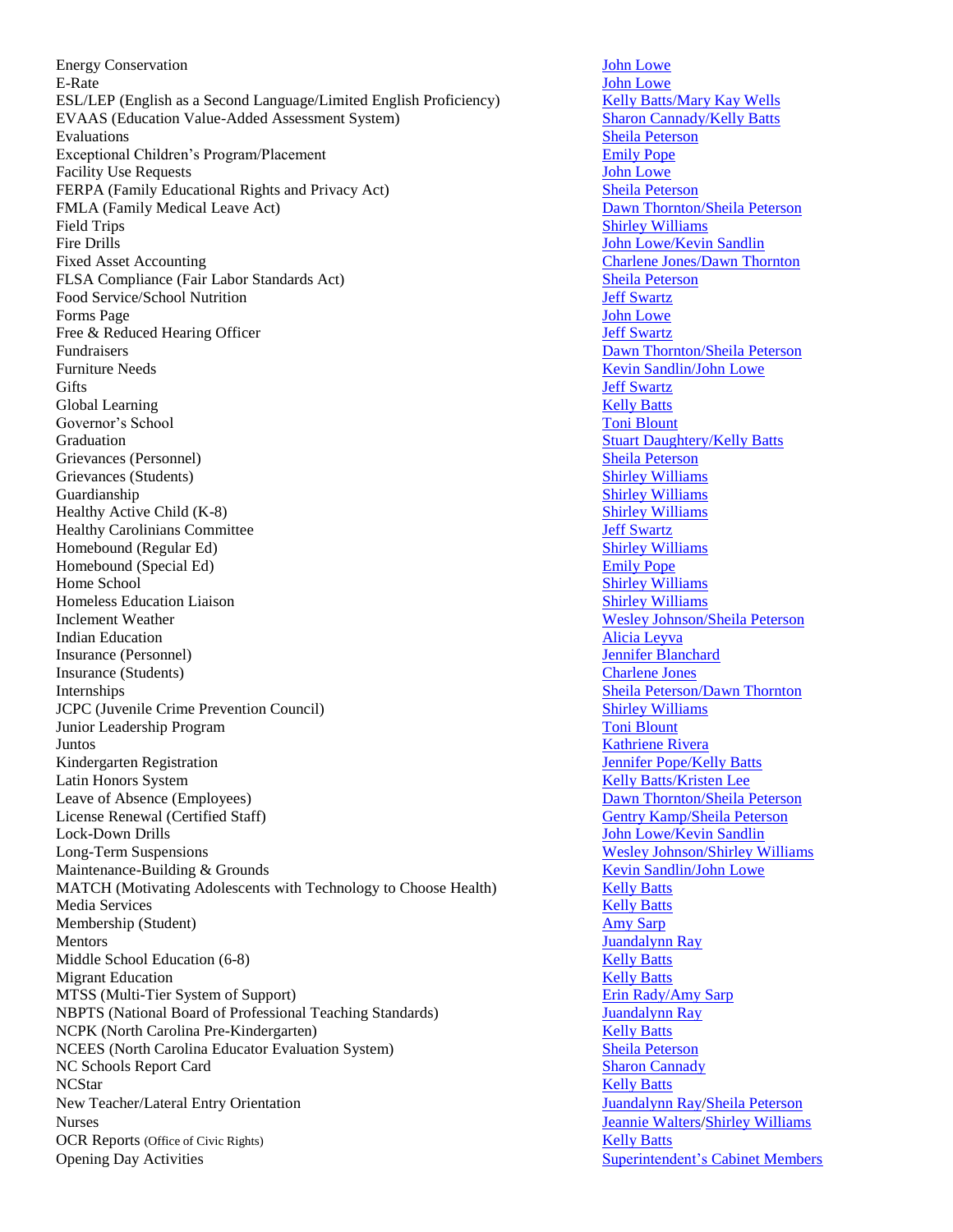| | |
|---|---|
| Energy Conservation | John Lowe |
| E-Rate | John Lowe |
| ESL/LEP (English as a Second Language/Limited English Proficiency) | Kelly Batts/Mary Kay Wells |
| EVAAS (Education Value-Added Assessment System) | Sharon Cannady/Kelly Batts |
| Evaluations | Sheila Peterson |
| Exceptional Children's Program/Placement | Emily Pope |
| Facility Use Requests | John Lowe |
| FERPA (Family Educational Rights and Privacy Act) | Sheila Peterson |
| FMLA (Family Medical Leave Act) | Dawn Thornton/Sheila Peterson |
| Field Trips | Shirley Williams |
| Fire Drills | John Lowe/Kevin Sandlin |
| Fixed Asset Accounting | Charlene Jones/Dawn Thornton |
| FLSA Compliance (Fair Labor Standards Act) | Sheila Peterson |
| Food Service/School Nutrition | Jeff Swartz |
| Forms Page | John Lowe |
| Free & Reduced Hearing Officer | Jeff Swartz |
| Fundraisers | Dawn Thornton/Sheila Peterson |
| Furniture Needs | Kevin Sandlin/John Lowe |
| Gifts | Jeff Swartz |
| Global Learning | Kelly Batts |
| Governor's School | Toni Blount |
| Graduation | Stuart Daughtery/Kelly Batts |
| Grievances (Personnel) | Sheila Peterson |
| Grievances (Students) | Shirley Williams |
| Guardianship | Shirley Williams |
| Healthy Active Child (K-8) | Shirley Williams |
| Healthy Carolinians Committee | Jeff Swartz |
| Homebound (Regular Ed) | Shirley Williams |
| Homebound (Special Ed) | Emily Pope |
| Home School | Shirley Williams |
| Homeless Education Liaison | Shirley Williams |
| Inclement Weather | Wesley Johnson/Sheila Peterson |
| Indian Education | Alicia Leyva |
| Insurance (Personnel) | Jennifer Blanchard |
| Insurance (Students) | Charlene Jones |
| Internships | Sheila Peterson/Dawn Thornton |
| JCPC (Juvenile Crime Prevention Council) | Shirley Williams |
| Junior Leadership Program | Toni Blount |
| Juntos | Kathriene Rivera |
| Kindergarten Registration | Jennifer Pope/Kelly Batts |
| Latin Honors System | Kelly Batts/Kristen Lee |
| Leave of Absence (Employees) | Dawn Thornton/Sheila Peterson |
| License Renewal (Certified Staff) | Gentry Kamp/Sheila Peterson |
| Lock-Down Drills | John Lowe/Kevin Sandlin |
| Long-Term Suspensions | Wesley Johnson/Shirley Williams |
| Maintenance-Building & Grounds | Kevin Sandlin/John Lowe |
| MATCH (Motivating Adolescents with Technology to Choose Health) | Kelly Batts |
| Media Services | Kelly Batts |
| Membership (Student) | Amy Sarp |
| Mentors | Juandalynn Ray |
| Middle School Education (6-8) | Kelly Batts |
| Migrant Education | Kelly Batts |
| MTSS (Multi-Tier System of Support) | Erin Rady/Amy Sarp |
| NBPTS (National Board of Professional Teaching Standards) | Juandalynn Ray |
| NCPK (North Carolina Pre-Kindergarten) | Kelly Batts |
| NCEES (North Carolina Educator Evaluation System) | Sheila Peterson |
| NC Schools Report Card | Sharon Cannady |
| NCStar | Kelly Batts |
| New Teacher/Lateral Entry Orientation | Juandalynn Ray/Sheila Peterson |
| Nurses | Jeannie Walters/Shirley Williams |
| OCR Reports (Office of Civic Rights) | Kelly Batts |
| Opening Day Activities | Superintendent's Cabinet Members |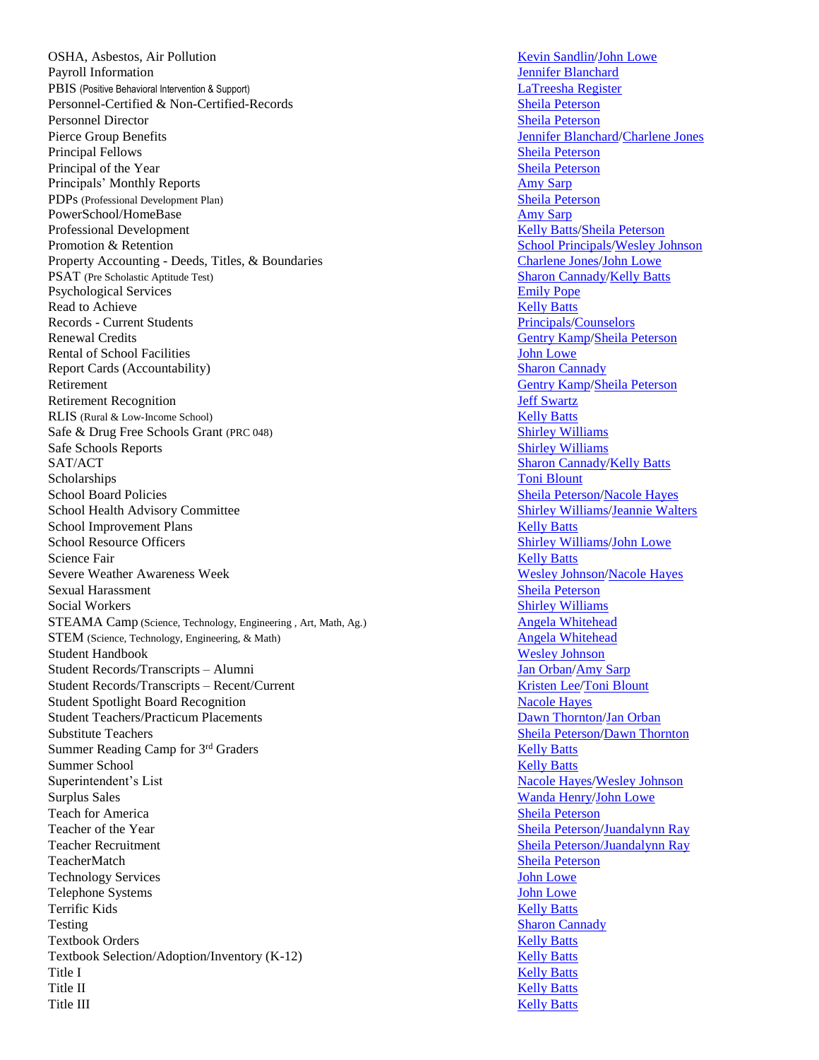| | |
|---|---|
| OSHA, Asbestos, Air Pollution | Kevin Sandlin/John Lowe |
| Payroll Information | Jennifer Blanchard |
| PBIS (Positive Behavioral Intervention & Support) | LaTreesha Register |
| Personnel-Certified & Non-Certified-Records | Sheila Peterson |
| Personnel Director | Sheila Peterson |
| Pierce Group Benefits | Jennifer Blanchard/Charlene Jones |
| Principal Fellows | Sheila Peterson |
| Principal of the Year | Sheila Peterson |
| Principals' Monthly Reports | Amy Sarp |
| PDPs (Professional Development Plan) | Sheila Peterson |
| PowerSchool/HomeBase | Amy Sarp |
| Professional Development | Kelly Batts/Sheila Peterson |
| Promotion & Retention | School Principals/Wesley Johnson |
| Property Accounting - Deeds, Titles, & Boundaries | Charlene Jones/John Lowe |
| PSAT (Pre Scholastic Aptitude Test) | Sharon Cannady/Kelly Batts |
| Psychological Services | Emily Pope |
| Read to Achieve | Kelly Batts |
| Records - Current Students | Principals/Counselors |
| Renewal Credits | Gentry Kamp/Sheila Peterson |
| Rental of School Facilities | John Lowe |
| Report Cards (Accountability) | Sharon Cannady |
| Retirement | Gentry Kamp/Sheila Peterson |
| Retirement Recognition | Jeff Swartz |
| RLIS (Rural & Low-Income School) | Kelly Batts |
| Safe & Drug Free Schools Grant (PRC 048) | Shirley Williams |
| Safe Schools Reports | Shirley Williams |
| SAT/ACT | Sharon Cannady/Kelly Batts |
| Scholarships | Toni Blount |
| School Board Policies | Sheila Peterson/Nacole Hayes |
| School Health Advisory Committee | Shirley Williams/Jeannie Walters |
| School Improvement Plans | Kelly Batts |
| School Resource Officers | Shirley Williams/John Lowe |
| Science Fair | Kelly Batts |
| Severe Weather Awareness Week | Wesley Johnson/Nacole Hayes |
| Sexual Harassment | Sheila Peterson |
| Social Workers | Shirley Williams |
| STEAMA Camp (Science, Technology, Engineering , Art, Math, Ag.) | Angela Whitehead |
| STEM (Science, Technology, Engineering, & Math) | Angela Whitehead |
| Student Handbook | Wesley Johnson |
| Student Records/Transcripts – Alumni | Jan Orban/Amy Sarp |
| Student Records/Transcripts – Recent/Current | Kristen Lee/Toni Blount |
| Student Spotlight Board Recognition | Nacole Hayes |
| Student Teachers/Practicum Placements | Dawn Thornton/Jan Orban |
| Substitute Teachers | Sheila Peterson/Dawn Thornton |
| Summer Reading Camp for 3rd Graders | Kelly Batts |
| Summer School | Kelly Batts |
| Superintendent's List | Nacole Hayes/Wesley Johnson |
| Surplus Sales | Wanda Henry/John Lowe |
| Teach for America | Sheila Peterson |
| Teacher of the Year | Sheila Peterson/Juandalynn Ray |
| Teacher Recruitment | Sheila Peterson/Juandalynn Ray |
| TeacherMatch | Sheila Peterson |
| Technology Services | John Lowe |
| Telephone Systems | John Lowe |
| Terrific Kids | Kelly Batts |
| Testing | Sharon Cannady |
| Textbook Orders | Kelly Batts |
| Textbook Selection/Adoption/Inventory (K-12) | Kelly Batts |
| Title I | Kelly Batts |
| Title II | Kelly Batts |
| Title III | Kelly Batts |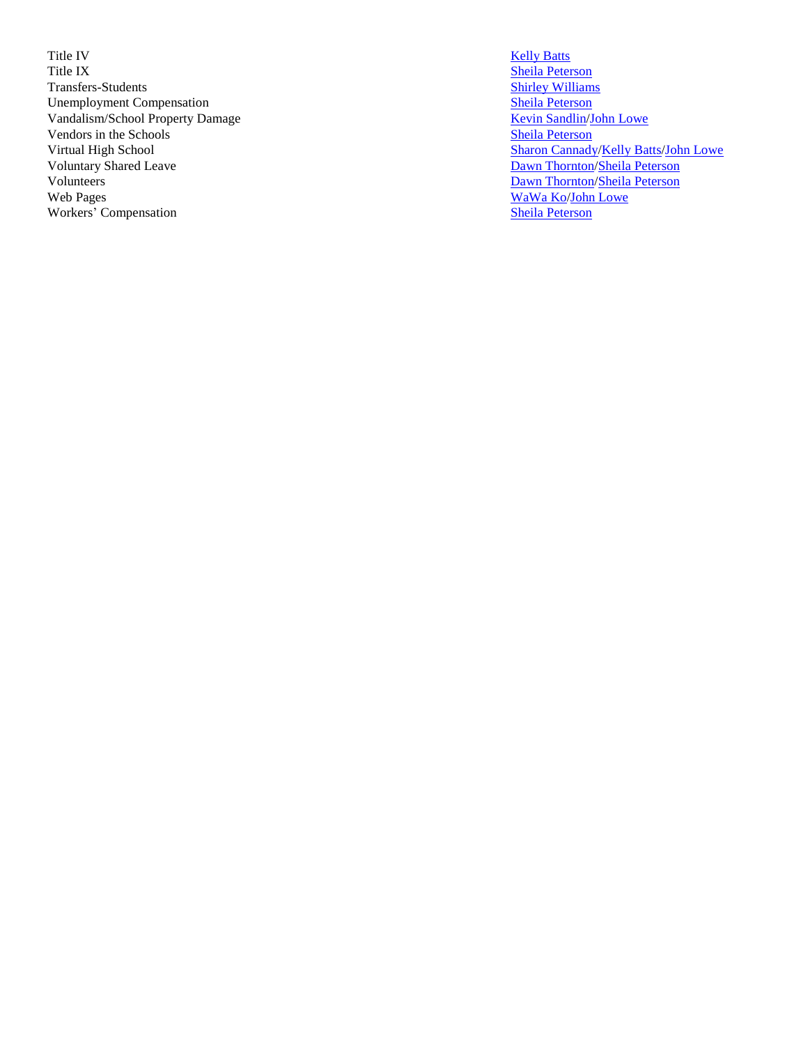| | |
|---|---|
| Title IV | Kelly Batts |
| Title IX | Sheila Peterson |
| Transfers-Students | Shirley Williams |
| Unemployment Compensation | Sheila Peterson |
| Vandalism/School Property Damage | Kevin Sandlin/John Lowe |
| Vendors in the Schools | Sheila Peterson |
| Virtual High School | Sharon Cannady/Kelly Batts/John Lowe |
| Voluntary Shared Leave | Dawn Thornton/Sheila Peterson |
| Volunteers | Dawn Thornton/Sheila Peterson |
| Web Pages | WaWa Ko/John Lowe |
| Workers' Compensation | Sheila Peterson |